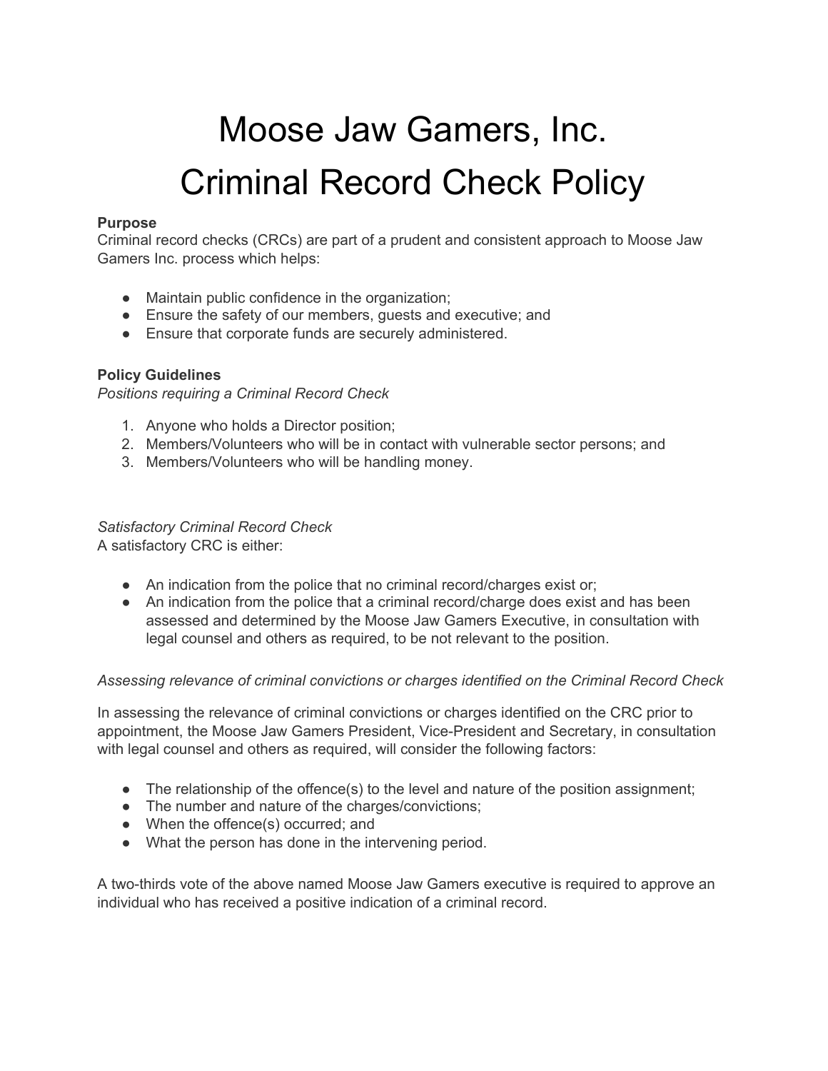# Moose Jaw Gamers, Inc.
# Criminal Record Check Policy

**Purpose**
Criminal record checks (CRCs) are part of a prudent and consistent approach to Moose Jaw Gamers Inc. process which helps:

- Maintain public confidence in the organization;
- Ensure the safety of our members, guests and executive; and
- Ensure that corporate funds are securely administered.

**Policy Guidelines**
*Positions requiring a Criminal Record Check*

1. Anyone who holds a Director position;
2. Members/Volunteers who will be in contact with vulnerable sector persons; and
3. Members/Volunteers who will be handling money.

*Satisfactory Criminal Record Check*
A satisfactory CRC is either:

- An indication from the police that no criminal record/charges exist or;
- An indication from the police that a criminal record/charge does exist and has been assessed and determined by the Moose Jaw Gamers Executive, in consultation with legal counsel and others as required, to be not relevant to the position.

*Assessing relevance of criminal convictions or charges identified on the Criminal Record Check*

In assessing the relevance of criminal convictions or charges identified on the CRC prior to appointment, the Moose Jaw Gamers President, Vice-President and Secretary, in consultation with legal counsel and others as required, will consider the following factors:

- The relationship of the offence(s) to the level and nature of the position assignment;
- The number and nature of the charges/convictions;
- When the offence(s) occurred; and
- What the person has done in the intervening period.

A two-thirds vote of the above named Moose Jaw Gamers executive is required to approve an individual who has received a positive indication of a criminal record.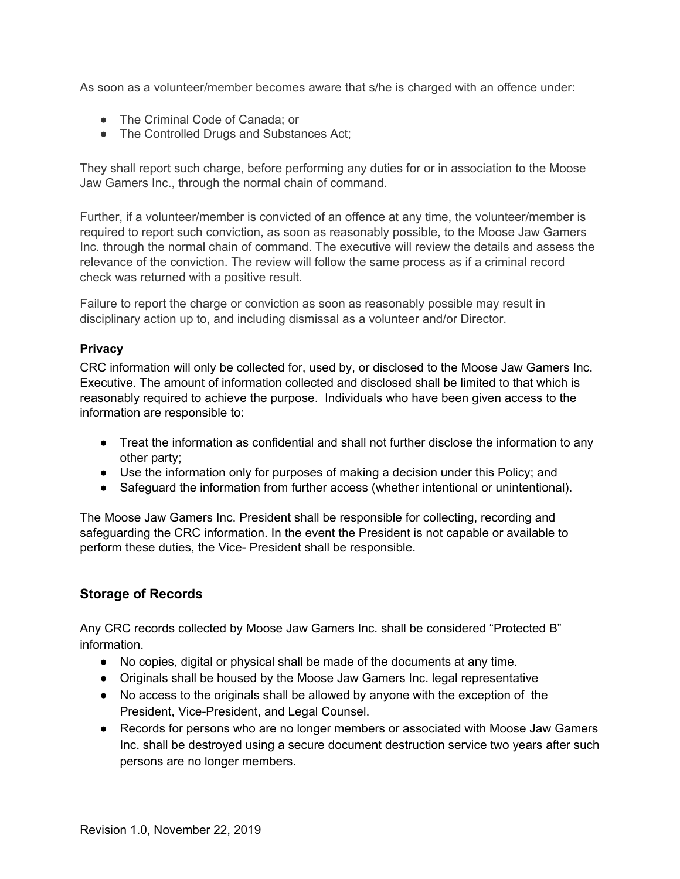As soon as a volunteer/member becomes aware that s/he is charged with an offence under:

- The Criminal Code of Canada; or
- The Controlled Drugs and Substances Act;

They shall report such charge, before performing any duties for or in association to the Moose Jaw Gamers Inc., through the normal chain of command.

Further, if a volunteer/member is convicted of an offence at any time, the volunteer/member is required to report such conviction, as soon as reasonably possible, to the Moose Jaw Gamers Inc. through the normal chain of command. The executive will review the details and assess the relevance of the conviction. The review will follow the same process as if a criminal record check was returned with a positive result.

Failure to report the charge or conviction as soon as reasonably possible may result in disciplinary action up to, and including dismissal as a volunteer and/or Director.

**Privacy**

CRC information will only be collected for, used by, or disclosed to the Moose Jaw Gamers Inc. Executive. The amount of information collected and disclosed shall be limited to that which is reasonably required to achieve the purpose. Individuals who have been given access to the information are responsible to:

- Treat the information as confidential and shall not further disclose the information to any other party;
- Use the information only for purposes of making a decision under this Policy; and
- Safeguard the information from further access (whether intentional or unintentional).

The Moose Jaw Gamers Inc. President shall be responsible for collecting, recording and safeguarding the CRC information. In the event the President is not capable or available to perform these duties, the Vice- President shall be responsible.

## Storage of Records

Any CRC records collected by Moose Jaw Gamers Inc. shall be considered "Protected B" information.

- No copies, digital or physical shall be made of the documents at any time.
- Originals shall be housed by the Moose Jaw Gamers Inc. legal representative
- No access to the originals shall be allowed by anyone with the exception of the President, Vice-President, and Legal Counsel.
- Records for persons who are no longer members or associated with Moose Jaw Gamers Inc. shall be destroyed using a secure document destruction service two years after such persons are no longer members.

Revision 1.0, November 22, 2019